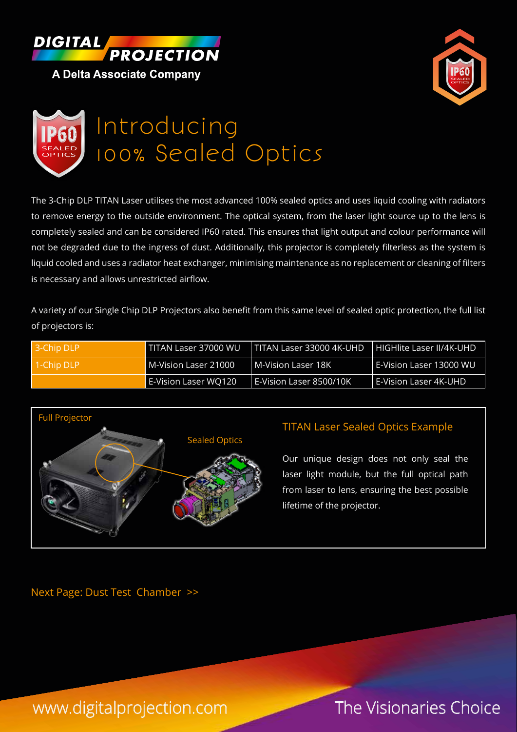**DIGITAL PROJECTION**
**A Delta Associate Company**

# Introducing 100% Sealed Optics

The 3-Chip DLP TITAN Laser utilises the most advanced 100% sealed optics and uses liquid cooling with radiators to remove energy to the outside environment. The optical system, from the laser light source up to the lens is completely sealed and can be considered IP60 rated. This ensures that light output and colour performance will not be degraded due to the ingress of dust. Additionally, this projector is completely filterless as the system is liquid cooled and uses a radiator heat exchanger, minimising maintenance as no replacement or cleaning of filters is necessary and allows unrestricted airflow.

A variety of our Single Chip DLP Projectors also benefit from this same level of sealed optic protection, the full list of projectors is:

| | | | |
|---|---|---|---|
| 3-Chip DLP | TITAN Laser 37000 WU | TITAN Laser 33000 4K-UHD | HIGHlite Laser II/4K-UHD |
| 1-Chip DLP | M-Vision Laser 21000 | M-Vision Laser 18K | E-Vision Laser 13000 WU |
| | E-Vision Laser WQ120 | E-Vision Laser 8500/10K | E-Vision Laser 4K-UHD |

Full Projector

Sealed Optics

## TITAN Laser Sealed Optics Example

Our unique design does not only seal the laser light module, but the full optical path from laser to lens, ensuring the best possible lifetime of the projector.

Next Page: Dust Test Chamber >>

www.digitalprojection.com

The Visionaries Choice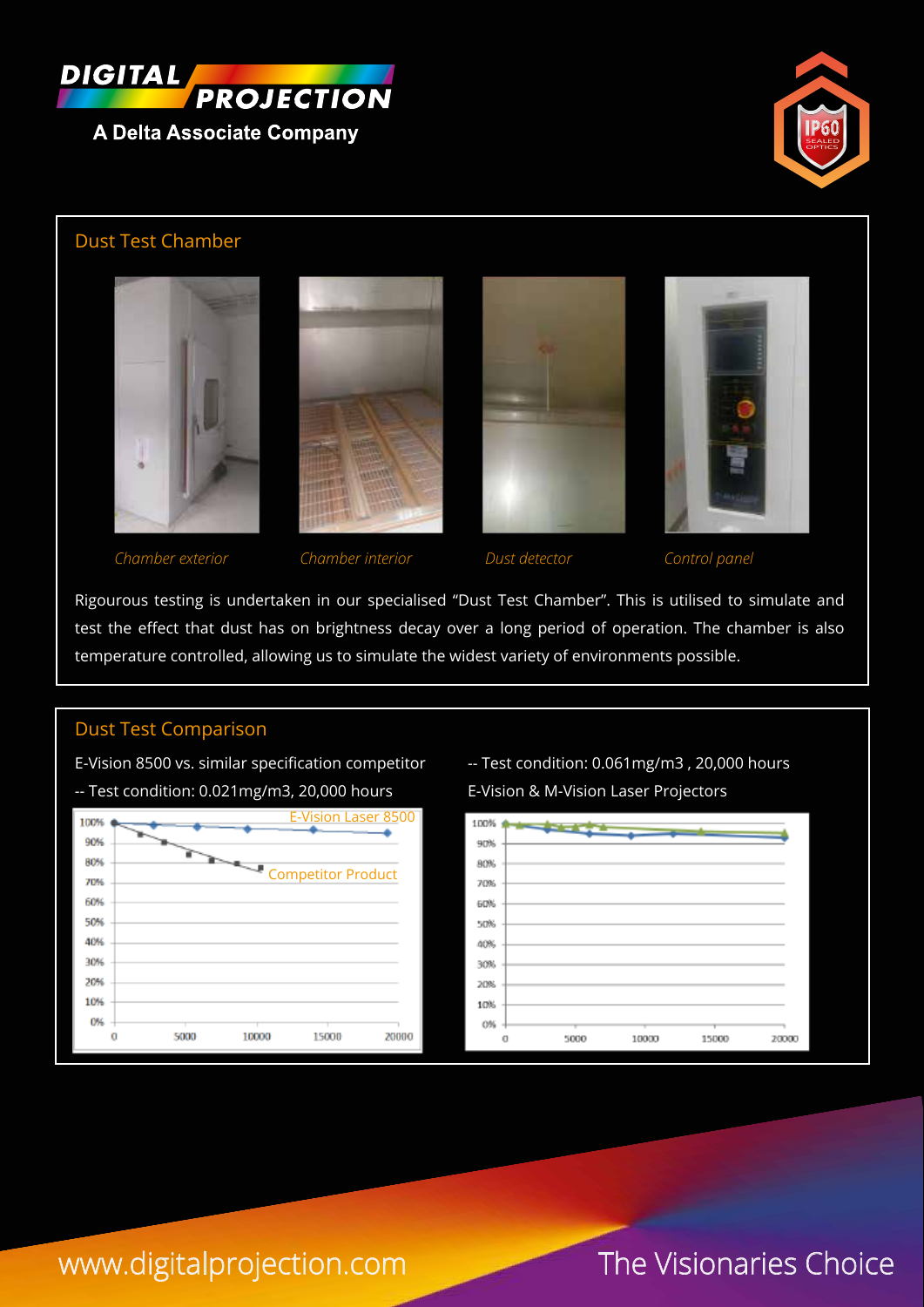DIGITAL PROJECTION

A Delta Associate Company

IP60 SEALED OPTICS

## Dust Test Chamber

*Chamber exterior* *Chamber interior* *Dust detector* *Control panel*

Rigourous testing is undertaken in our specialised "Dust Test Chamber". This is utilised to simulate and test the effect that dust has on brightness decay over a long period of operation. The chamber is also temperature controlled, allowing us to simulate the widest variety of environments possible.

## Dust Test Comparison

E-Vision 8500 vs. similar specification competitor

-- Test condition: 0.021mg/m3, 20,000 hours

E-Vision Laser 8500

Competitor Product

100%
90%
80%
70%
60%
50%
40%
30%
20%
10%
0%

0
5000
10000
15000
20000

-- Test condition: 0.061mg/m3 , 20,000 hours

E-Vision & M-Vision Laser Projectors

100%
90%
80%
70%
60%
50%
40%
30%
20%
10%
0%

0
5000
10000
15000
20000

www.digitalprojection.com

The Visionaries Choice